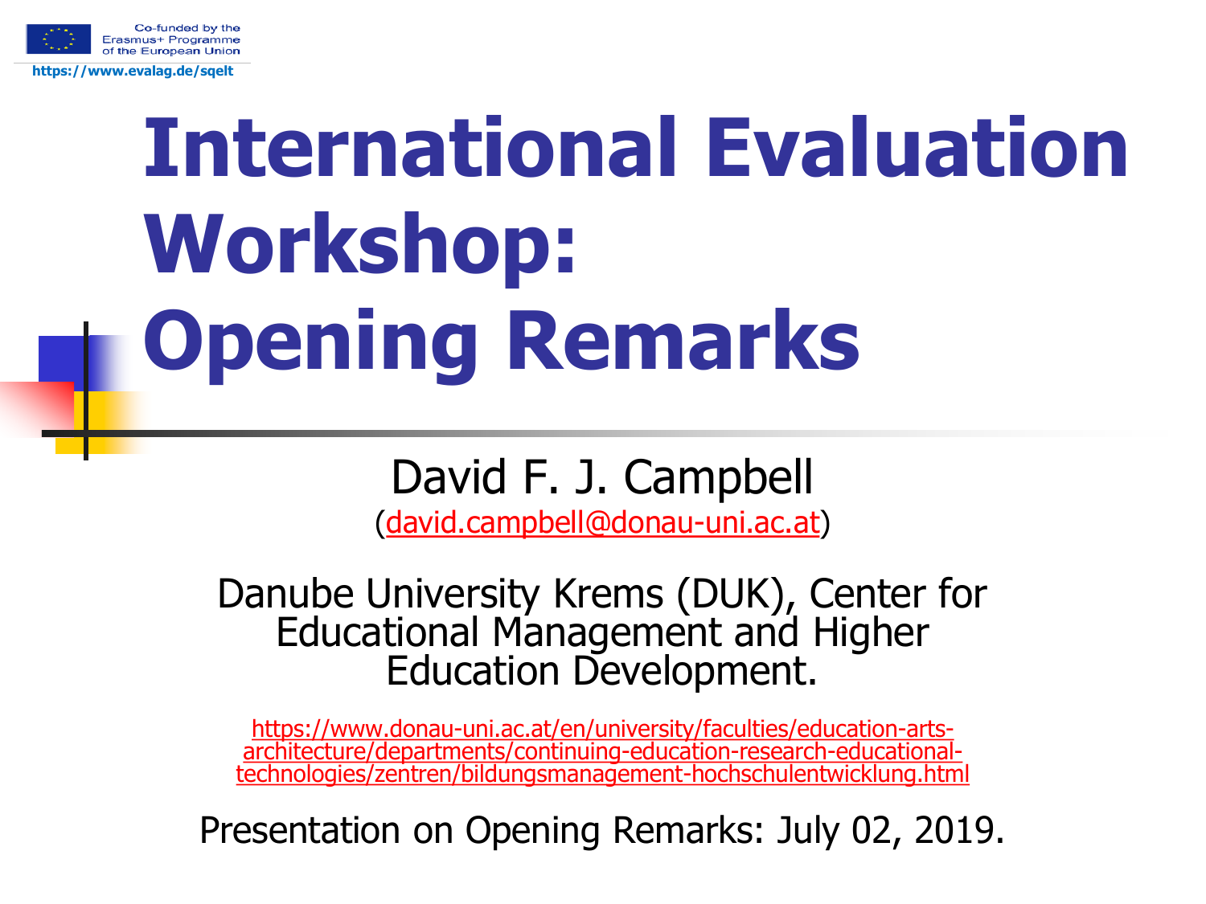Co-funded by the Erasmus+ Programme of the European Union

https://www.evalag.de/sqelt

# International Evaluation Workshop: Opening Remarks

David F. J. Campbell
(david.campbell@donau-uni.ac.at)

Danube University Krems (DUK), Center for Educational Management and Higher Education Development.

https://www.donau-uni.ac.at/en/university/faculties/education-arts-architecture/departments/continuing-education-research-educational-technologies/zentren/bildungsmanagement-hochschulentwicklung.html

Presentation on Opening Remarks: July 02, 2019.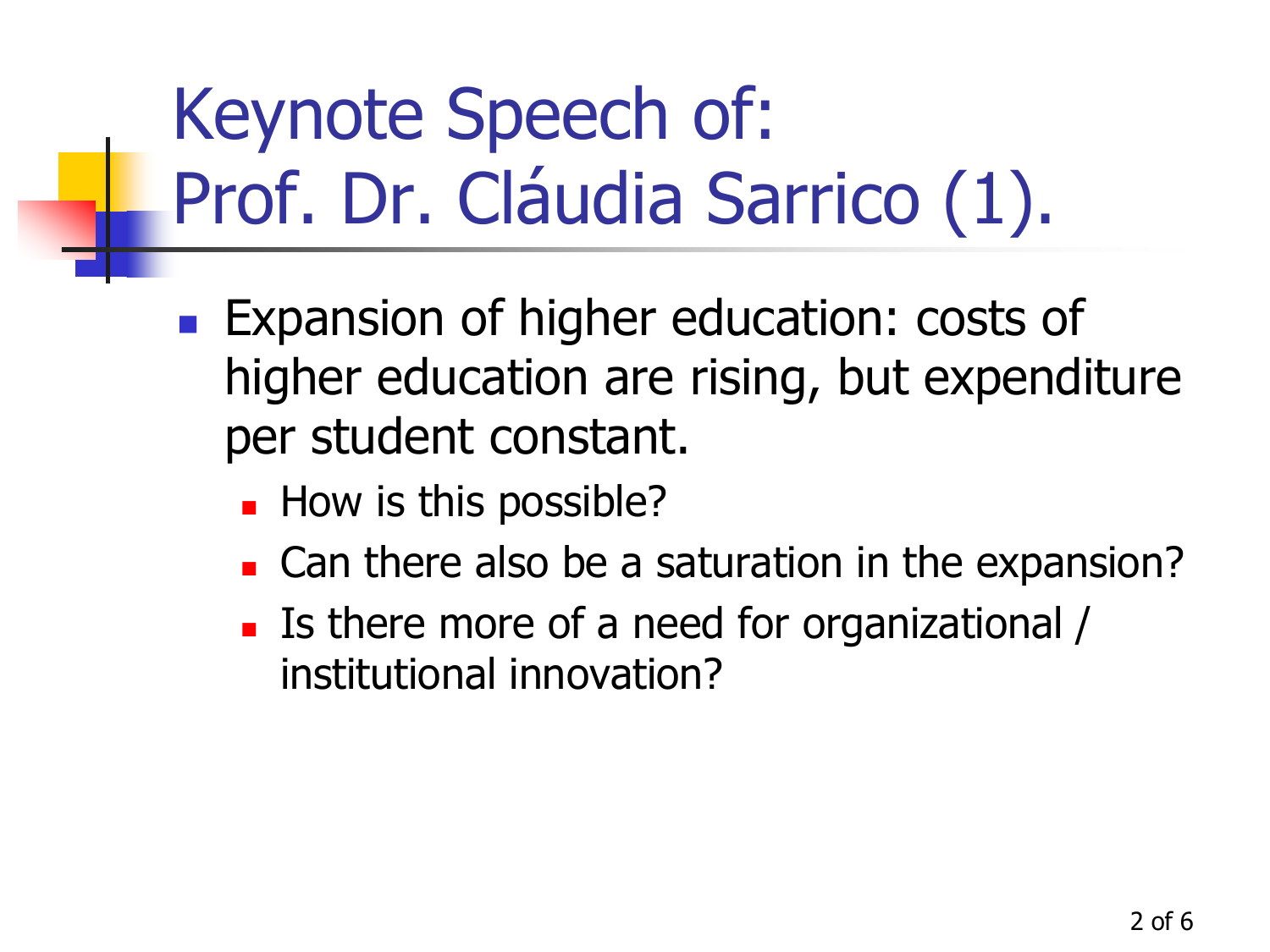# Keynote Speech of: Prof. Dr. Cláudia Sarrico (1).

- Expansion of higher education: costs of higher education are rising, but expenditure per student constant.
  - How is this possible?
  - Can there also be a saturation in the expansion?
  - Is there more of a need for organizational / institutional innovation?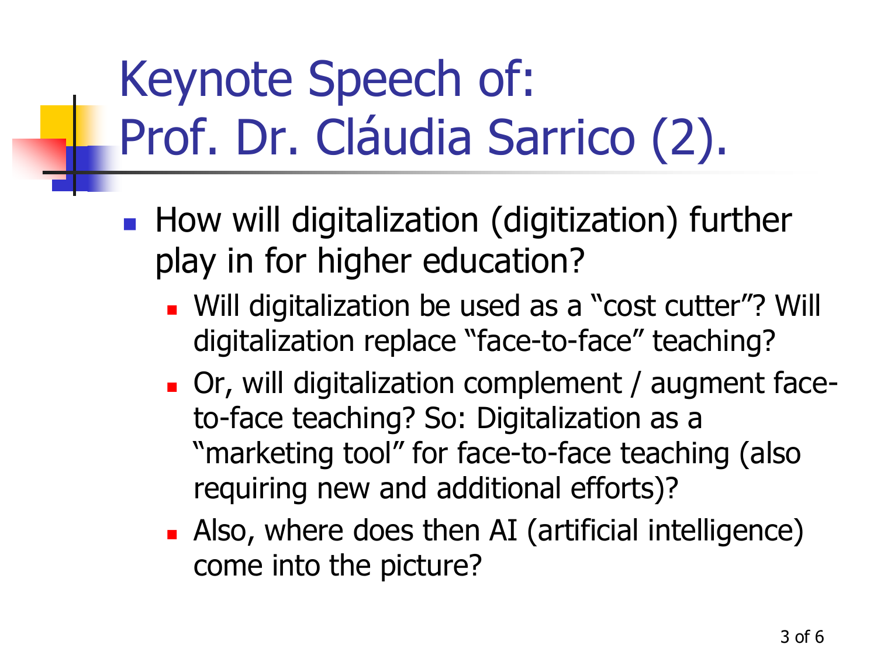# Keynote Speech of: Prof. Dr. Cláudia Sarrico (2).

- How will digitalization (digitization) further play in for higher education?
  - Will digitalization be used as a “cost cutter”? Will digitalization replace “face-to-face” teaching?
  - Or, will digitalization complement / augment face-to-face teaching? So: Digitalization as a “marketing tool” for face-to-face teaching (also requiring new and additional efforts)?
  - Also, where does then AI (artificial intelligence) come into the picture?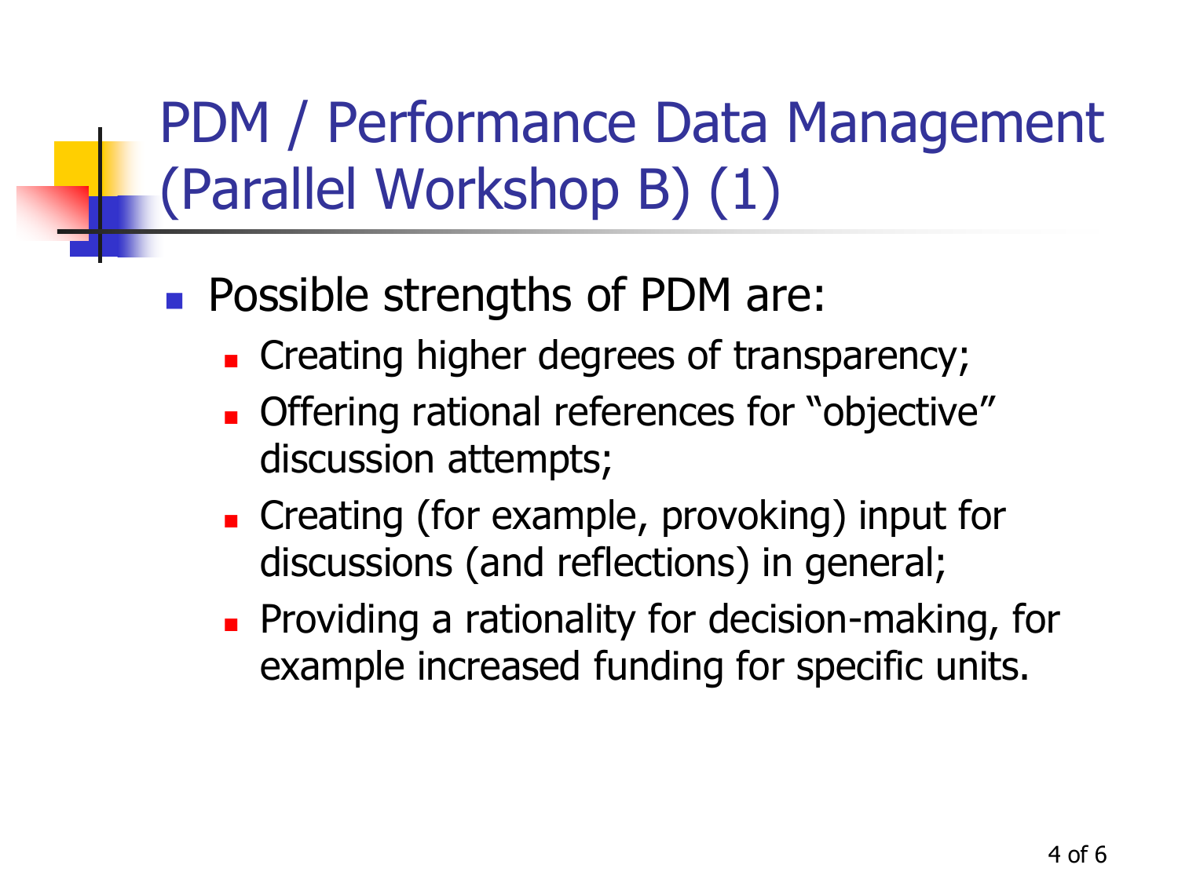# PDM / Performance Data Management (Parallel Workshop B) (1)

- Possible strengths of PDM are:
  - Creating higher degrees of transparency;
  - Offering rational references for "objective" discussion attempts;
  - Creating (for example, provoking) input for discussions (and reflections) in general;
  - Providing a rationality for decision-making, for example increased funding for specific units.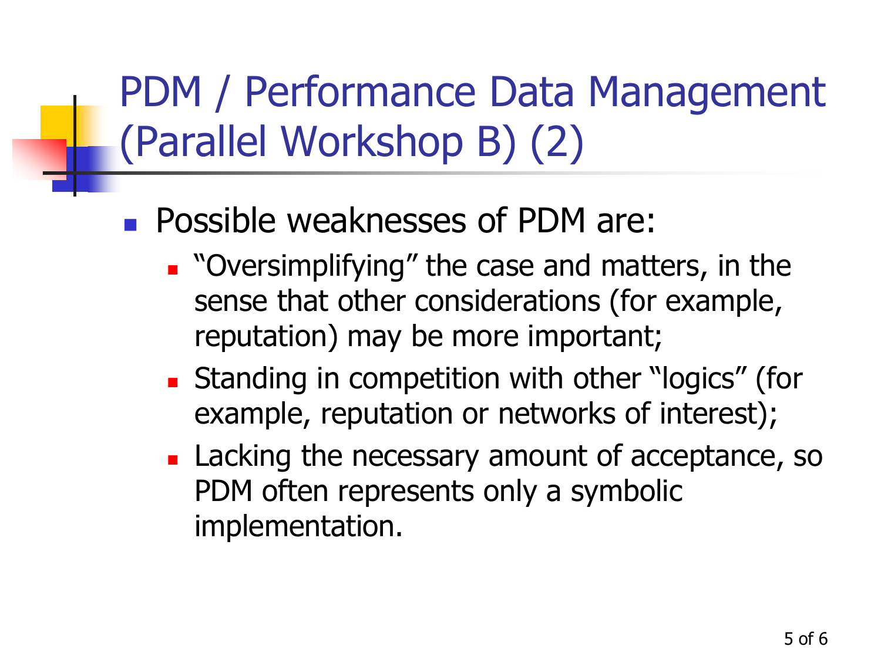# PDM / Performance Data Management (Parallel Workshop B) (2)

- Possible weaknesses of PDM are:
  - "Oversimplifying" the case and matters, in the sense that other considerations (for example, reputation) may be more important;
  - Standing in competition with other "logics" (for example, reputation or networks of interest);
  - Lacking the necessary amount of acceptance, so PDM often represents only a symbolic implementation.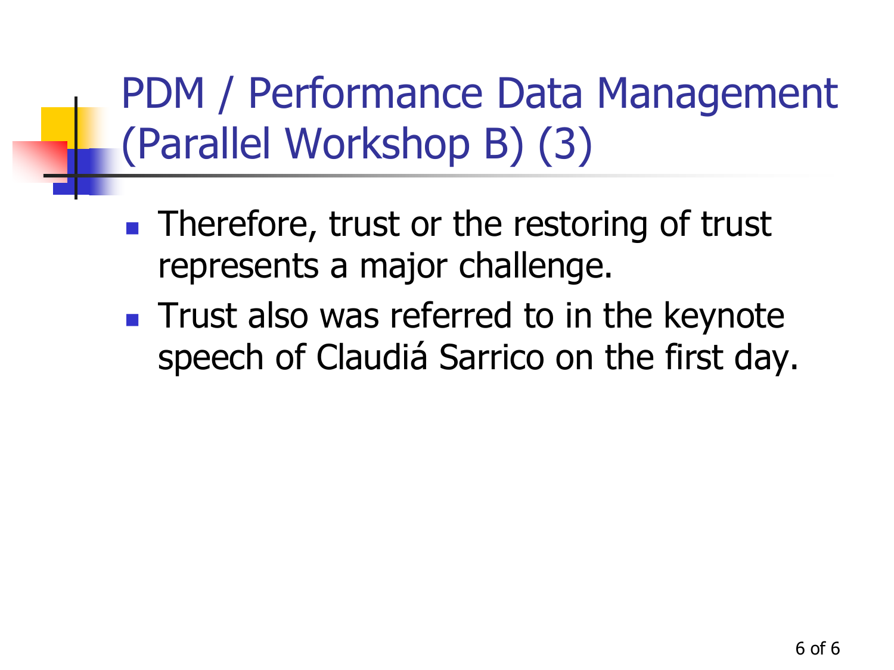# PDM / Performance Data Management (Parallel Workshop B) (3)

- Therefore, trust or the restoring of trust represents a major challenge.
- Trust also was referred to in the keynote speech of Claudiá Sarrico on the first day.